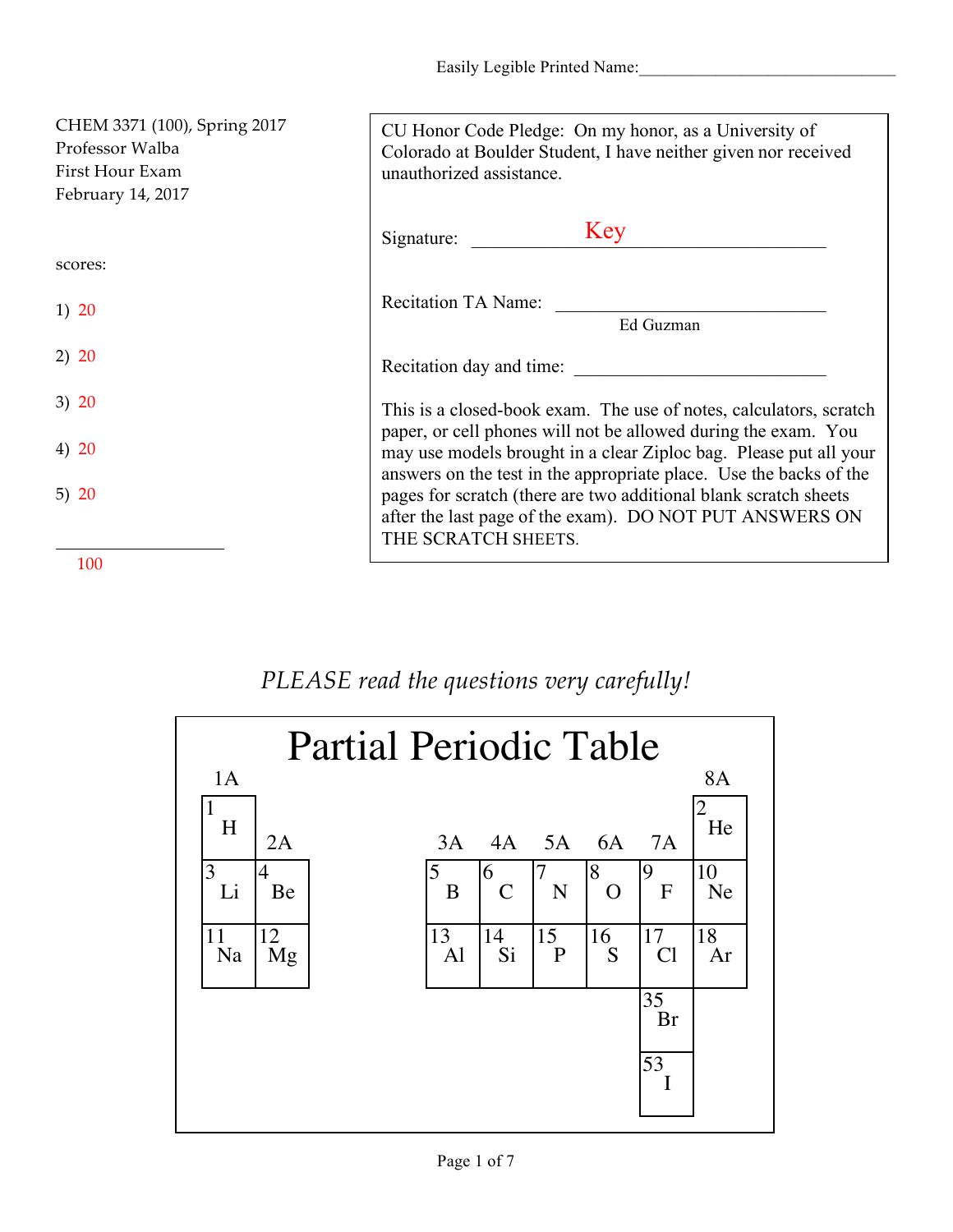Easily Legible Printed Name:______________________________

CHEM 3371 (100), Spring 2017
Professor Walba
First Hour Exam
February 14, 2017

scores:

1) 20

2) 20

3) 20

4) 20

5) 20

______________
100

CU Honor Code Pledge: On my honor, as a University of Colorado at Boulder Student, I have neither given nor received unauthorized assistance.

Signature: ______Key______

Recitation TA Name: ______________
Ed Guzman

Recitation day and time: ______________

This is a closed-book exam. The use of notes, calculators, scratch paper, or cell phones will not be allowed during the exam. You may use models brought in a clear Ziploc bag. Please put all your answers on the test in the appropriate place. Use the backs of the pages for scratch (there are two additional blank scratch sheets after the last page of the exam). DO NOT PUT ANSWERS ON THE SCRATCH SHEETS.

*PLEASE read the questions very carefully!*

## Partial Periodic Table

| 1A | 2A | 3A | 4A | 5A | 6A | 7A | 8A |
|---|---|---|---|---|---|---|---|
| 1 H | | | | | | | 2 He |
| 3 Li | 4 Be | 5 B | 6 C | 7 N | 8 O | 9 F | 10 Ne |
| 11 Na | 12 Mg | 13 Al | 14 Si | 15 P | 16 S | 17 Cl | 18 Ar |
| | | | | | | 35 Br | |
| | | | | | | 53 I | |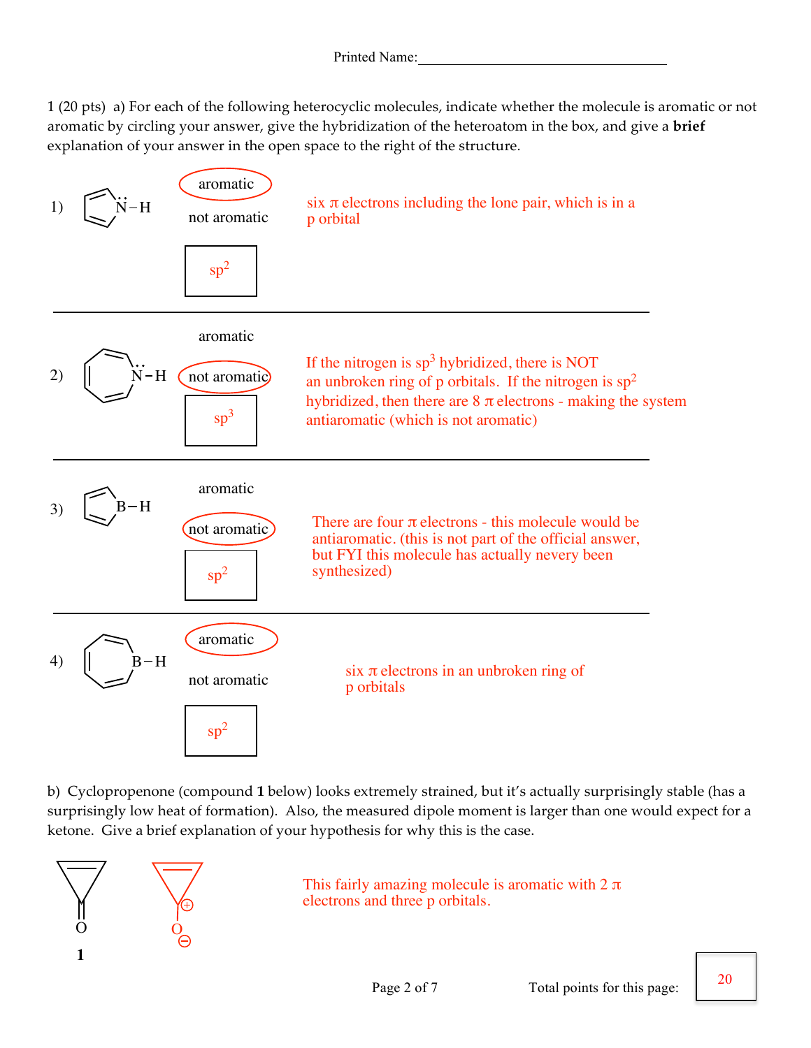Printed Name:___________________________________

1 (20 pts) a) For each of the following heterocyclic molecules, indicate whether the molecule is aromatic or not aromatic by circling your answer, give the hybridization of the heteroatom in the box, and give a **brief** explanation of your answer in the open space to the right of the structure.

1) [pyrrole, N–H with lone pair]

**aromatic** (circled) / not aromatic

Hybridization: $sp^2$

six π electrons including the lone pair, which is in a p orbital

---

2) [azepine, N–H with lone pair]

aromatic / **not aromatic** (circled)

Hybridization: $sp^3$

If the nitrogen is $sp^3$ hybridized, there is NOT an unbroken ring of p orbitals. If the nitrogen is $sp^2$ hybridized, then there are 8 π electrons - making the system antiaromatic (which is not aromatic)

---

3) [borole, B–H]

aromatic / **not aromatic** (circled)

Hybridization: $sp^2$

There are four π electrons - this molecule would be antiaromatic. (this is not part of the official answer, but FYI this molecule has actually nevery been synthesized)

---

4) [borepin, B–H]

**aromatic** (circled) / not aromatic

Hybridization: $sp^2$

six π electrons in an unbroken ring of p orbitals

b) Cyclopropenone (compound **1** below) looks extremely strained, but it's actually surprisingly stable (has a surprisingly low heat of formation). Also, the measured dipole moment is larger than one would expect for a ketone. Give a brief explanation of your hypothesis for why this is the case.

[Structure **1**: cyclopropenone, C=O; resonance structure with ring carbon ⊕ and O⊖]

**1**

This fairly amazing molecule is aromatic with 2 π electrons and three p orbitals.

Total points for this page: 20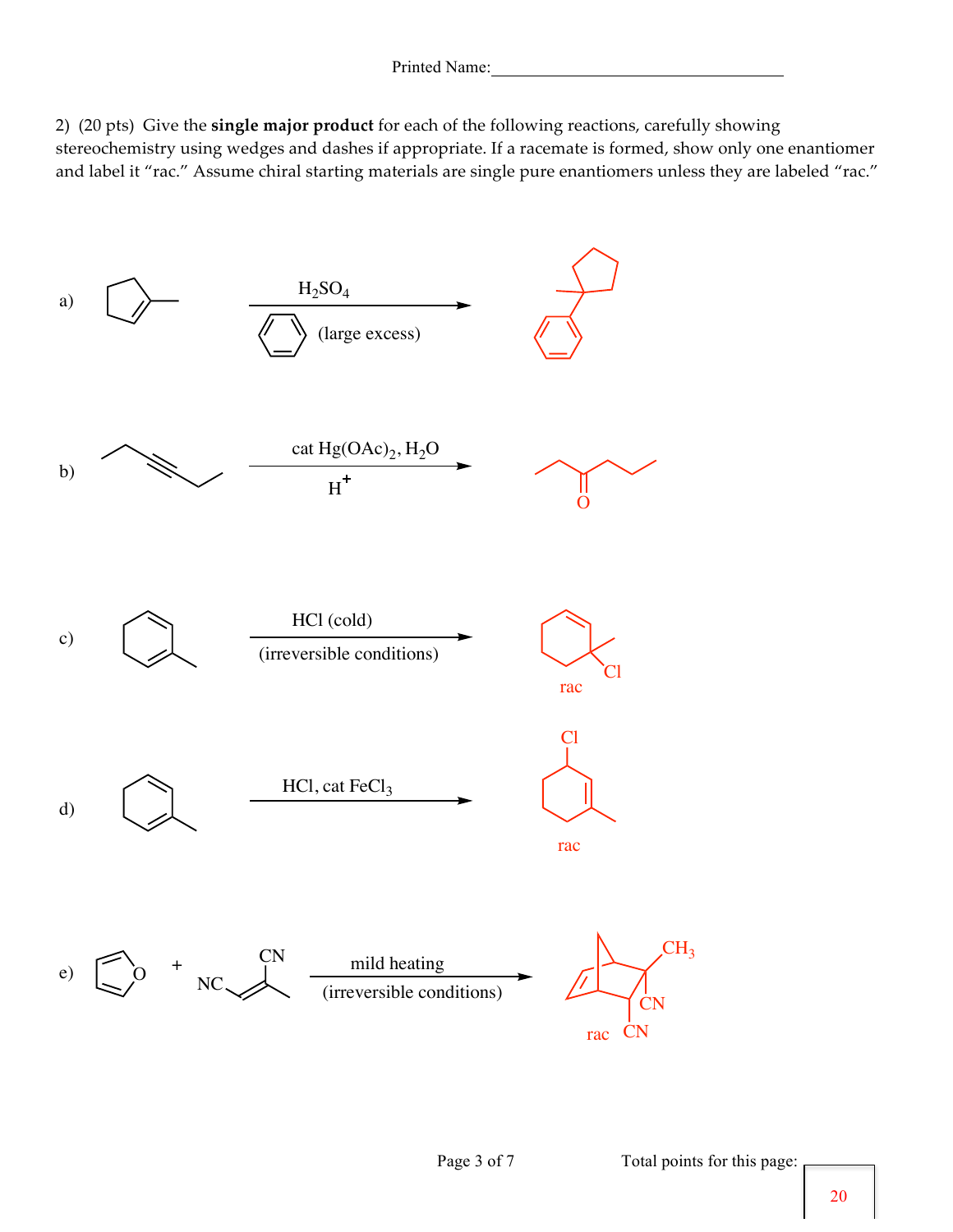Printed Name:\_\_\_\_\_\_\_\_\_\_\_\_\_\_\_\_\_\_\_\_\_\_\_\_\_\_\_\_\_\_\_\_

2) (20 pts) Give the **single major product** for each of the following reactions, carefully showing stereochemistry using wedges and dashes if appropriate. If a racemate is formed, show only one enantiomer and label it "rac." Assume chiral starting materials are single pure enantiomers unless they are labeled "rac."

a) $H_2SO_4$, benzene (large excess)

b) cat $Hg(OAc)_2$, $H_2O$, $H^+$

c) HCl (cold) (irreversible conditions)

rac

d) HCl, cat $FeCl_3$

rac

e) + NC, CN — mild heating (irreversible conditions)

$CH_3$, CN, CN

rac

Total points for this page: 20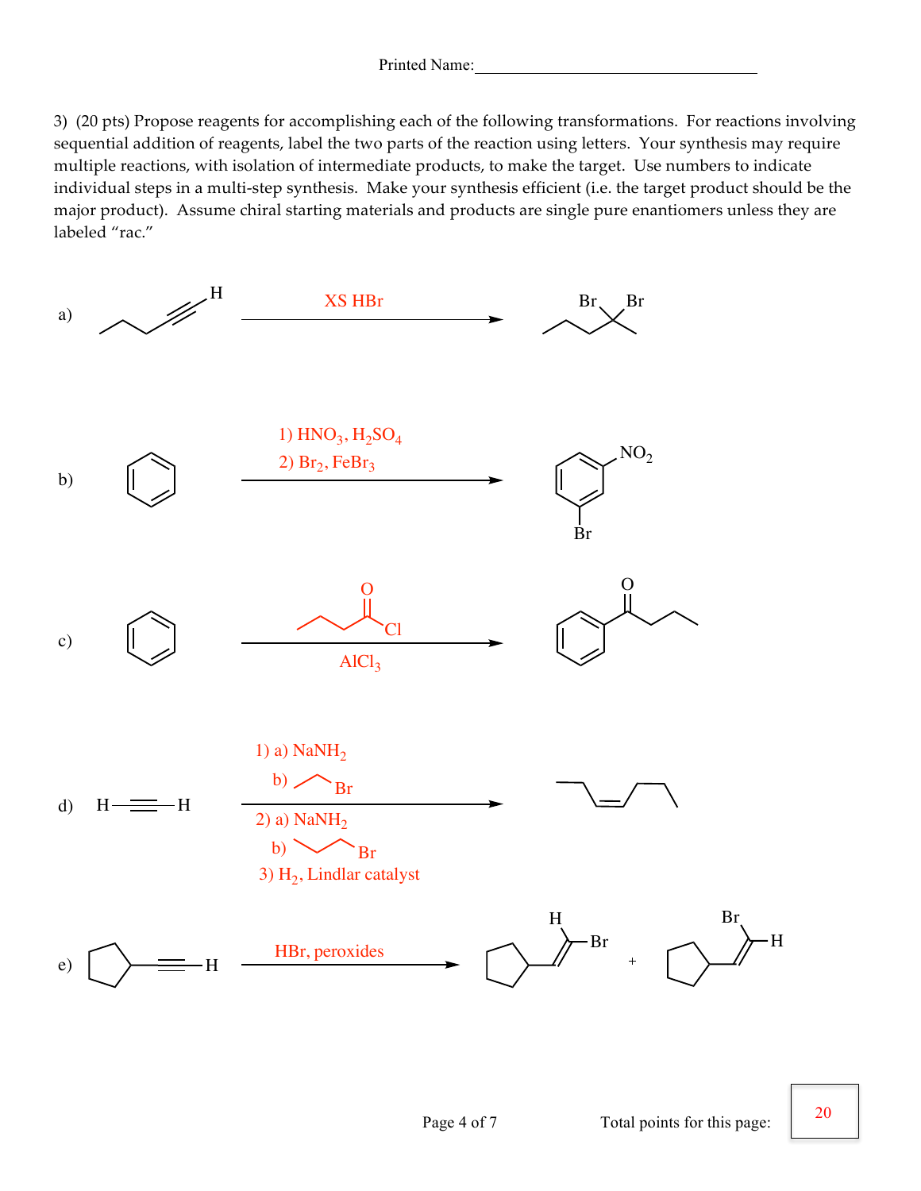Printed Name:________________________________

3) (20 pts) Propose reagents for accomplishing each of the following transformations. For reactions involving sequential addition of reagents, label the two parts of the reaction using letters. Your synthesis may require multiple reactions, with isolation of intermediate products, to make the target. Use numbers to indicate individual steps in a multi-step synthesis. Make your synthesis efficient (i.e. the target product should be the major product). Assume chiral starting materials and products are single pure enantiomers unless they are labeled "rac."

a) XS HBr

b) 1) $HNO_3$, $H_2SO_4$
2) $Br_2$, $FeBr_3$

$NO_2$

Br

c) O Cl

$AlCl_3$

O

d) H—≡—H

1) a) $NaNH_2$
b) Br
2) a) $NaNH_2$
b) Br
3) $H_2$, Lindlar catalyst

e) H

HBr, peroxides

H Br + Br H

Total points for this page: 20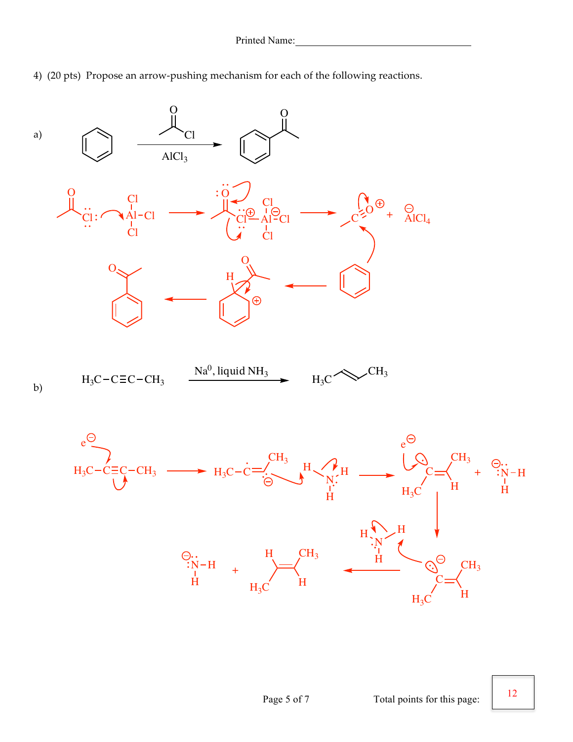Printed Name:\_\_\_\_\_\_\_\_\_\_\_\_\_\_\_\_\_\_\_\_\_\_\_\_\_\_\_\_\_\_\_\_

4) (20 pts) Propose an arrow-pushing mechanism for each of the following reactions.

a) Benzene $\xrightarrow[AlCl_3]{CH_3COCl}$ acetophenone

$CH_3COCl + AlCl_3 \rightarrow$ [$CH_3C(=O)Cl^{\oplus}-AlCl_3^{\ominus}$] $\rightarrow CH_3C{\equiv}O^{\oplus} + AlCl_4^{\ominus}$

Benzene + $CH_3C{\equiv}O^{\oplus}$ $\rightarrow$ arenium ion (H and C(=O)CH₃ on same carbon, ⊕ on ring) $\rightarrow$ acetophenone

b) $H_3C-C{\equiv}C-CH_3 \xrightarrow{Na^0,\ liquid\ NH_3} H_3C-CH{=}CH-CH_3$ (trans)

$e^{\ominus}$ + $H_3C-C{\equiv}C-CH_3 \rightarrow$ radical anion $H_3C-\dot{C}{=}\overset{\ominus}{C}-CH_3$; + $H-NH_2 \rightarrow$ vinyl radical $H_3C(\cdot)C{=}CH(CH_3)$ + $^{\ominus}NH_2$

$e^{\ominus}$ + vinyl radical $\rightarrow$ vinyl anion $H_3C(\ominus)C{=}CH(CH_3)$; + $H-NH_2 \rightarrow$ trans-$H_3C-CH{=}CH-CH_3$ + $^{\ominus}NH_2$

Total points for this page: 12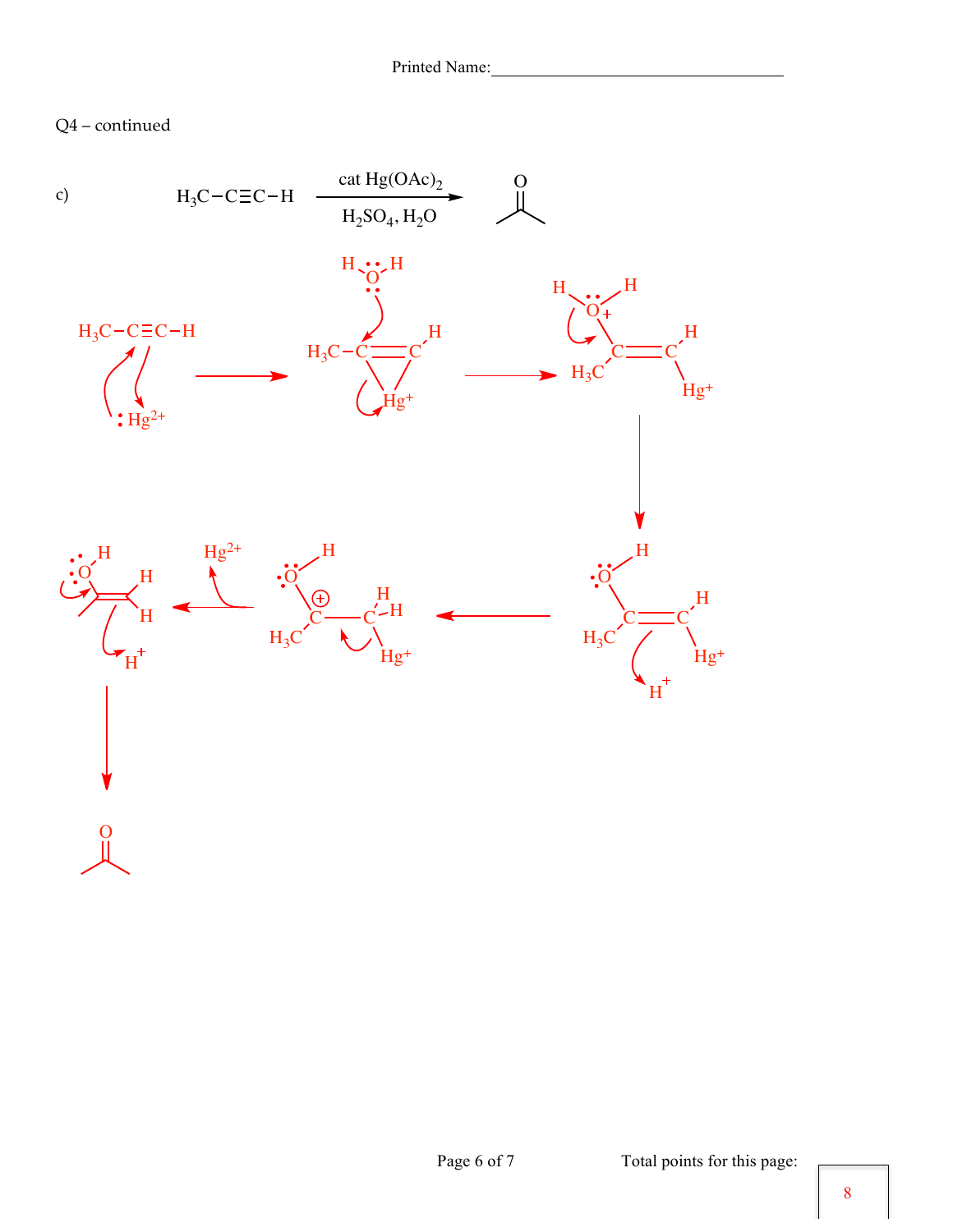Printed Name:________________________________

Q4 – continued

c) $H_3C-C\equiv C-H \xrightarrow[H_2SO_4,\ H_2O]{\text{cat } Hg(OAc)_2}$ (acetone)

Total points for this page: 8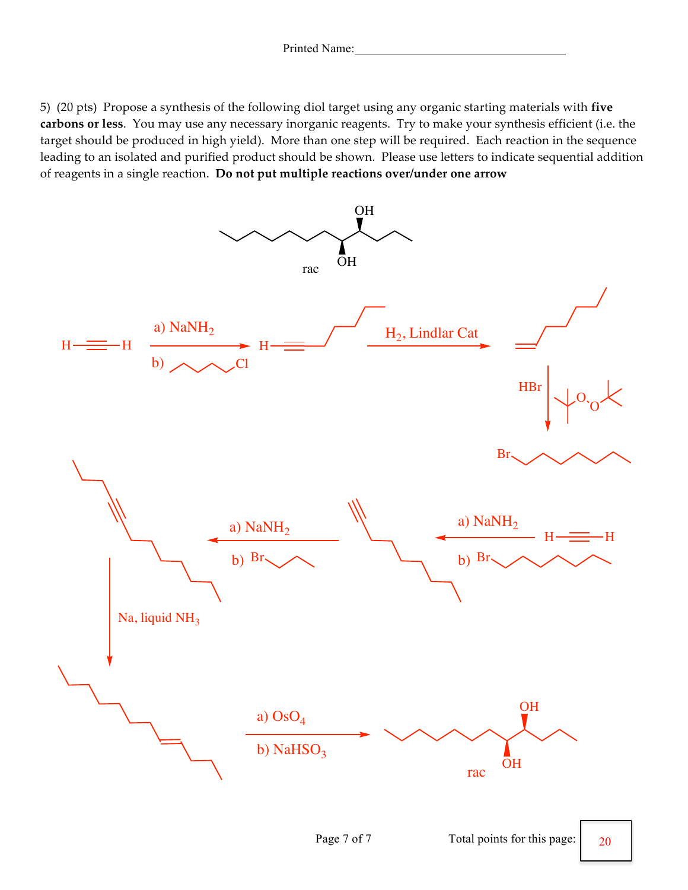Printed Name:________________________________

5) (20 pts) Propose a synthesis of the following diol target using any organic starting materials with **five carbons or less**. You may use any necessary inorganic reagents. Try to make your synthesis efficient (i.e. the target should be produced in high yield). More than one step will be required. Each reaction in the sequence leading to an isolated and purified product should be shown. Please use letters to indicate sequential addition of reagents in a single reaction. **Do not put multiple reactions over/under one arrow**

OH

OH

rac

H—≡—H

a) $NaNH_2$

b) Cl

H—≡

$H_2$, Lindlar Cat

HBr

Br

a) $NaNH_2$

b) Br

H—≡—H

a) $NaNH_2$

b) Br

Na, liquid $NH_3$

a) $OsO_4$

b) $NaHSO_3$

OH

OH

rac

Total points for this page: 20